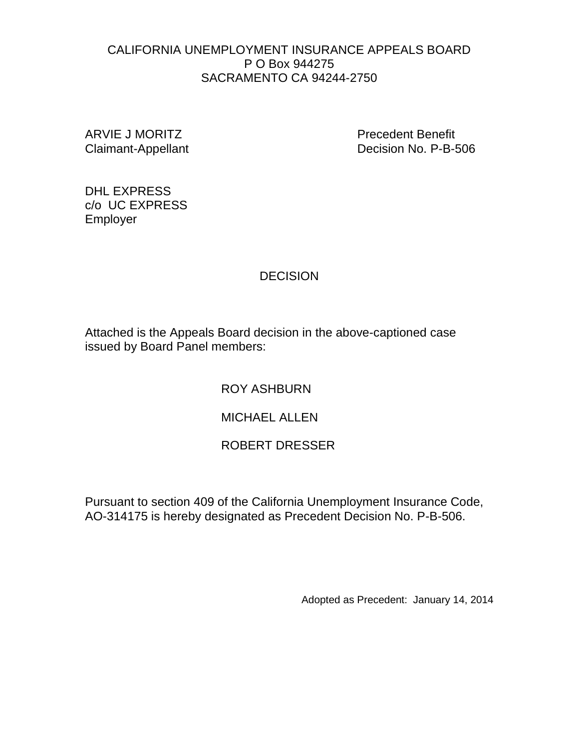CALIFORNIA UNEMPLOYMENT INSURANCE APPEALS BOARD
P O Box 944275
SACRAMENTO CA 94244-2750

ARVIE J MORITZ
Claimant-Appellant

Precedent Benefit
Decision No. P-B-506

DHL EXPRESS
c/o UC EXPRESS
Employer

# DECISION

Attached is the Appeals Board decision in the above-captioned case issued by Board Panel members:

ROY ASHBURN

MICHAEL ALLEN

ROBERT DRESSER

Pursuant to section 409 of the California Unemployment Insurance Code, AO-314175 is hereby designated as Precedent Decision No. P-B-506.

Adopted as Precedent: January 14, 2014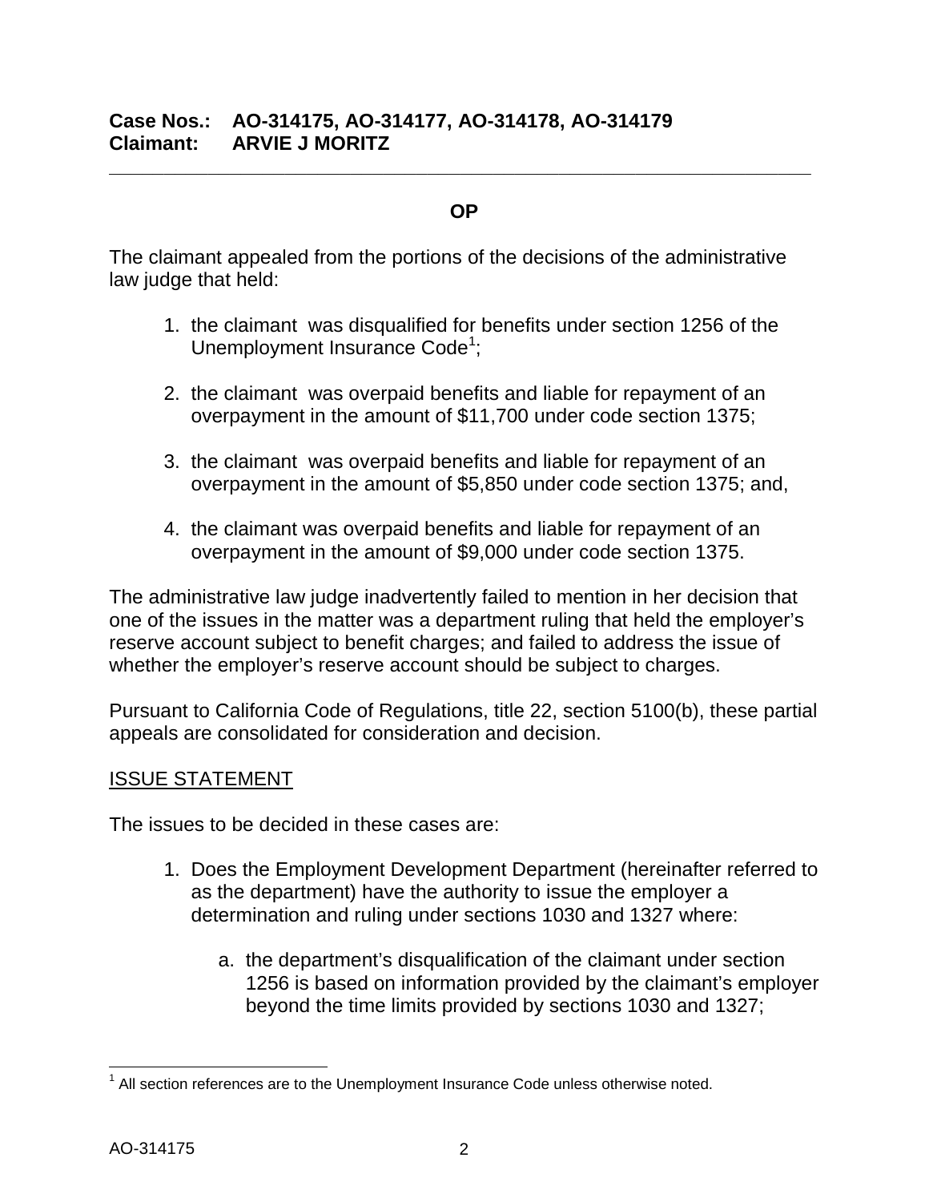**Case Nos.: AO-314175, AO-314177, AO-314178, AO-314179**
**Claimant: ARVIE J MORITZ**

---

**OP**

The claimant appealed from the portions of the decisions of the administrative law judge that held:

1. the claimant was disqualified for benefits under section 1256 of the Unemployment Insurance Code[1];

2. the claimant was overpaid benefits and liable for repayment of an overpayment in the amount of $11,700 under code section 1375;

3. the claimant was overpaid benefits and liable for repayment of an overpayment in the amount of $5,850 under code section 1375; and,

4. the claimant was overpaid benefits and liable for repayment of an overpayment in the amount of $9,000 under code section 1375.

The administrative law judge inadvertently failed to mention in her decision that one of the issues in the matter was a department ruling that held the employer's reserve account subject to benefit charges; and failed to address the issue of whether the employer's reserve account should be subject to charges.

Pursuant to California Code of Regulations, title 22, section 5100(b), these partial appeals are consolidated for consideration and decision.

## ISSUE STATEMENT

The issues to be decided in these cases are:

1. Does the Employment Development Department (hereinafter referred to as the department) have the authority to issue the employer a determination and ruling under sections 1030 and 1327 where:

   a. the department's disqualification of the claimant under section 1256 is based on information provided by the claimant's employer beyond the time limits provided by sections 1030 and 1327;

---

[1] All section references are to the Unemployment Insurance Code unless otherwise noted.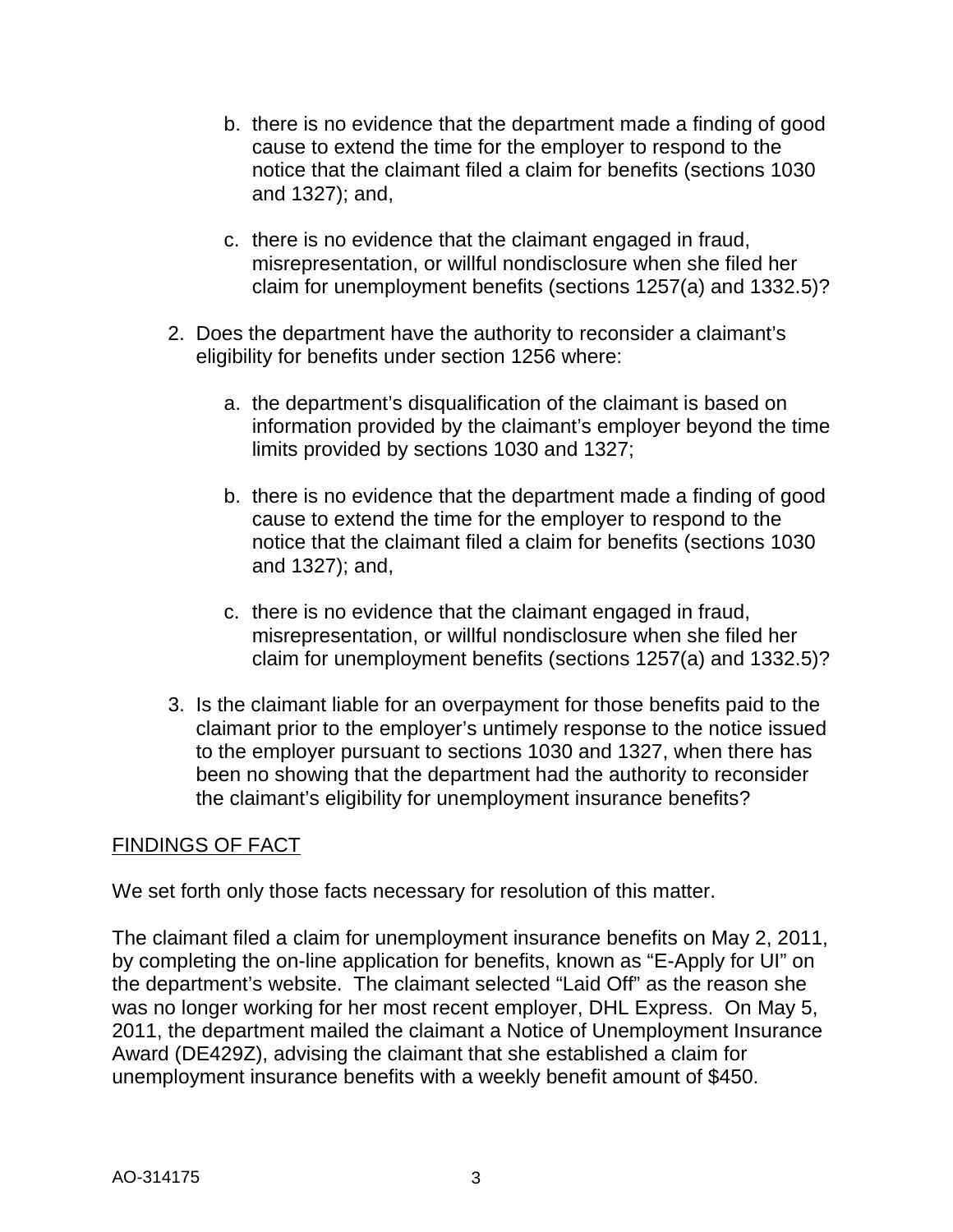b. there is no evidence that the department made a finding of good cause to extend the time for the employer to respond to the notice that the claimant filed a claim for benefits (sections 1030 and 1327); and,

   c. there is no evidence that the claimant engaged in fraud, misrepresentation, or willful nondisclosure when she filed her claim for unemployment benefits (sections 1257(a) and 1332.5)?

2. Does the department have the authority to reconsider a claimant's eligibility for benefits under section 1256 where:

   a. the department's disqualification of the claimant is based on information provided by the claimant's employer beyond the time limits provided by sections 1030 and 1327;

   b. there is no evidence that the department made a finding of good cause to extend the time for the employer to respond to the notice that the claimant filed a claim for benefits (sections 1030 and 1327); and,

   c. there is no evidence that the claimant engaged in fraud, misrepresentation, or willful nondisclosure when she filed her claim for unemployment benefits (sections 1257(a) and 1332.5)?

3. Is the claimant liable for an overpayment for those benefits paid to the claimant prior to the employer's untimely response to the notice issued to the employer pursuant to sections 1030 and 1327, when there has been no showing that the department had the authority to reconsider the claimant's eligibility for unemployment insurance benefits?

## FINDINGS OF FACT

We set forth only those facts necessary for resolution of this matter.

The claimant filed a claim for unemployment insurance benefits on May 2, 2011, by completing the on-line application for benefits, known as "E-Apply for UI" on the department's website. The claimant selected "Laid Off" as the reason she was no longer working for her most recent employer, DHL Express. On May 5, 2011, the department mailed the claimant a Notice of Unemployment Insurance Award (DE429Z), advising the claimant that she established a claim for unemployment insurance benefits with a weekly benefit amount of $450.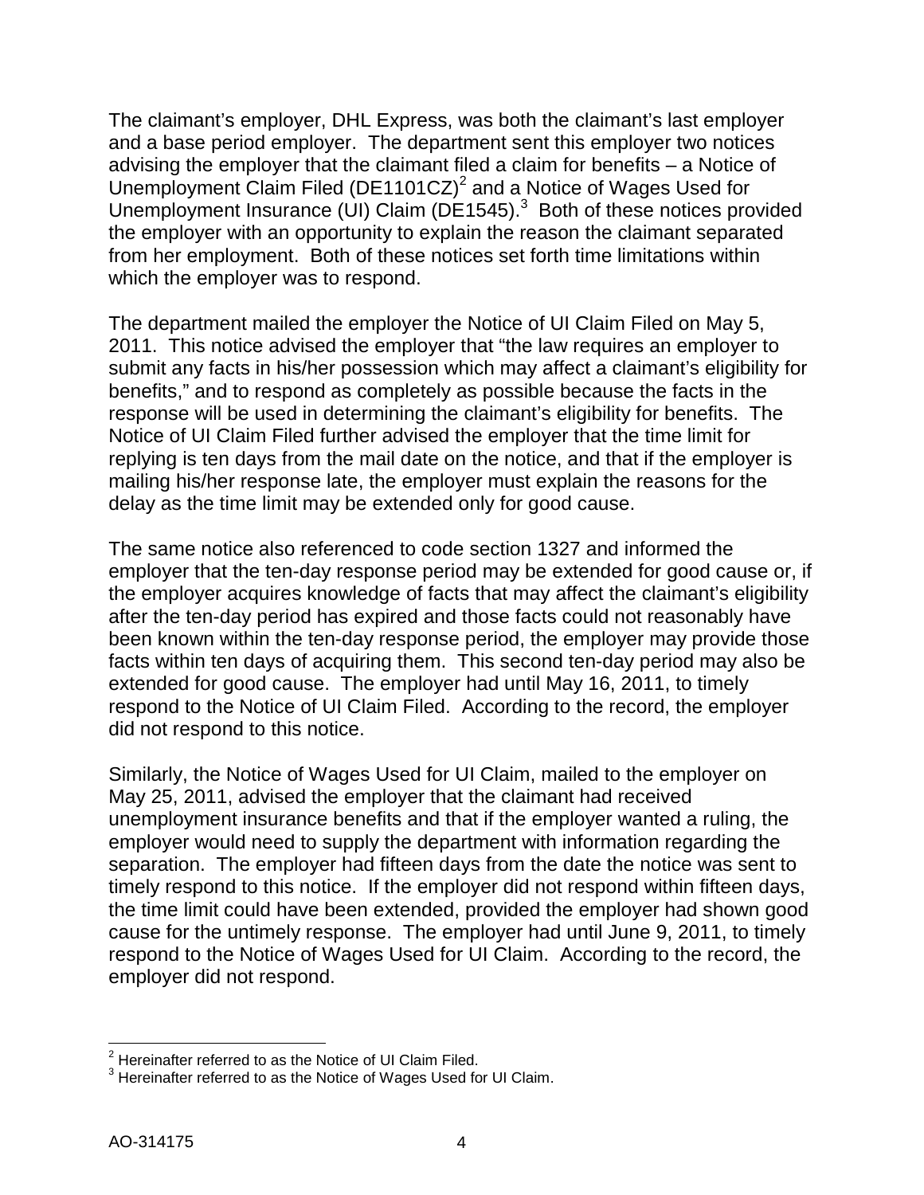The claimant's employer, DHL Express, was both the claimant's last employer and a base period employer. The department sent this employer two notices advising the employer that the claimant filed a claim for benefits – a Notice of Unemployment Claim Filed (DE1101CZ)[2] and a Notice of Wages Used for Unemployment Insurance (UI) Claim (DE1545).[3] Both of these notices provided the employer with an opportunity to explain the reason the claimant separated from her employment. Both of these notices set forth time limitations within which the employer was to respond.

The department mailed the employer the Notice of UI Claim Filed on May 5, 2011. This notice advised the employer that "the law requires an employer to submit any facts in his/her possession which may affect a claimant's eligibility for benefits," and to respond as completely as possible because the facts in the response will be used in determining the claimant's eligibility for benefits. The Notice of UI Claim Filed further advised the employer that the time limit for replying is ten days from the mail date on the notice, and that if the employer is mailing his/her response late, the employer must explain the reasons for the delay as the time limit may be extended only for good cause.

The same notice also referenced to code section 1327 and informed the employer that the ten-day response period may be extended for good cause or, if the employer acquires knowledge of facts that may affect the claimant's eligibility after the ten-day period has expired and those facts could not reasonably have been known within the ten-day response period, the employer may provide those facts within ten days of acquiring them. This second ten-day period may also be extended for good cause. The employer had until May 16, 2011, to timely respond to the Notice of UI Claim Filed. According to the record, the employer did not respond to this notice.

Similarly, the Notice of Wages Used for UI Claim, mailed to the employer on May 25, 2011, advised the employer that the claimant had received unemployment insurance benefits and that if the employer wanted a ruling, the employer would need to supply the department with information regarding the separation. The employer had fifteen days from the date the notice was sent to timely respond to this notice. If the employer did not respond within fifteen days, the time limit could have been extended, provided the employer had shown good cause for the untimely response. The employer had until June 9, 2011, to timely respond to the Notice of Wages Used for UI Claim. According to the record, the employer did not respond.

---

[2] Hereinafter referred to as the Notice of UI Claim Filed.

[3] Hereinafter referred to as the Notice of Wages Used for UI Claim.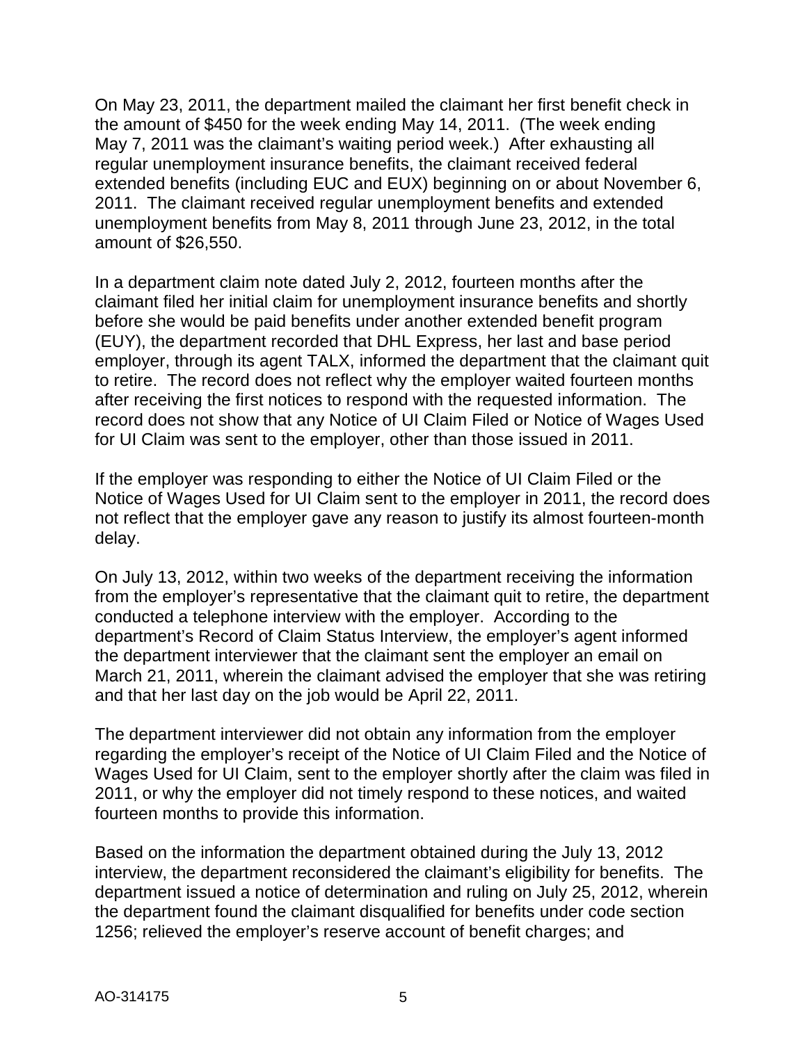On May 23, 2011, the department mailed the claimant her first benefit check in the amount of $450 for the week ending May 14, 2011. (The week ending May 7, 2011 was the claimant's waiting period week.) After exhausting all regular unemployment insurance benefits, the claimant received federal extended benefits (including EUC and EUX) beginning on or about November 6, 2011. The claimant received regular unemployment benefits and extended unemployment benefits from May 8, 2011 through June 23, 2012, in the total amount of $26,550.

In a department claim note dated July 2, 2012, fourteen months after the claimant filed her initial claim for unemployment insurance benefits and shortly before she would be paid benefits under another extended benefit program (EUY), the department recorded that DHL Express, her last and base period employer, through its agent TALX, informed the department that the claimant quit to retire. The record does not reflect why the employer waited fourteen months after receiving the first notices to respond with the requested information. The record does not show that any Notice of UI Claim Filed or Notice of Wages Used for UI Claim was sent to the employer, other than those issued in 2011.

If the employer was responding to either the Notice of UI Claim Filed or the Notice of Wages Used for UI Claim sent to the employer in 2011, the record does not reflect that the employer gave any reason to justify its almost fourteen-month delay.

On July 13, 2012, within two weeks of the department receiving the information from the employer's representative that the claimant quit to retire, the department conducted a telephone interview with the employer. According to the department's Record of Claim Status Interview, the employer's agent informed the department interviewer that the claimant sent the employer an email on March 21, 2011, wherein the claimant advised the employer that she was retiring and that her last day on the job would be April 22, 2011.

The department interviewer did not obtain any information from the employer regarding the employer's receipt of the Notice of UI Claim Filed and the Notice of Wages Used for UI Claim, sent to the employer shortly after the claim was filed in 2011, or why the employer did not timely respond to these notices, and waited fourteen months to provide this information.

Based on the information the department obtained during the July 13, 2012 interview, the department reconsidered the claimant's eligibility for benefits. The department issued a notice of determination and ruling on July 25, 2012, wherein the department found the claimant disqualified for benefits under code section 1256; relieved the employer's reserve account of benefit charges; and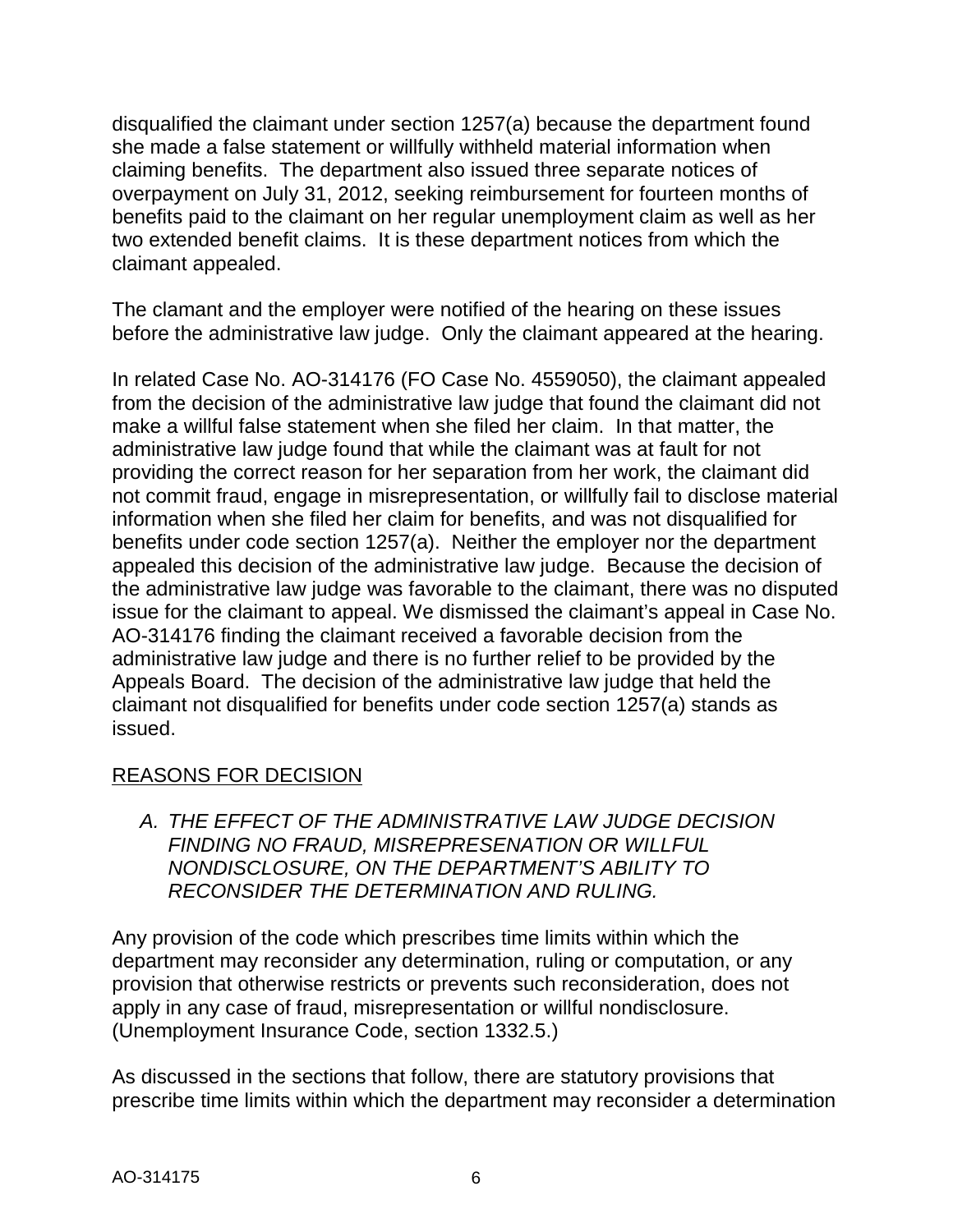disqualified the claimant under section 1257(a) because the department found she made a false statement or willfully withheld material information when claiming benefits. The department also issued three separate notices of overpayment on July 31, 2012, seeking reimbursement for fourteen months of benefits paid to the claimant on her regular unemployment claim as well as her two extended benefit claims. It is these department notices from which the claimant appealed.

The clamant and the employer were notified of the hearing on these issues before the administrative law judge. Only the claimant appeared at the hearing.

In related Case No. AO-314176 (FO Case No. 4559050), the claimant appealed from the decision of the administrative law judge that found the claimant did not make a willful false statement when she filed her claim. In that matter, the administrative law judge found that while the claimant was at fault for not providing the correct reason for her separation from her work, the claimant did not commit fraud, engage in misrepresentation, or willfully fail to disclose material information when she filed her claim for benefits, and was not disqualified for benefits under code section 1257(a). Neither the employer nor the department appealed this decision of the administrative law judge. Because the decision of the administrative law judge was favorable to the claimant, there was no disputed issue for the claimant to appeal. We dismissed the claimant's appeal in Case No. AO-314176 finding the claimant received a favorable decision from the administrative law judge and there is no further relief to be provided by the Appeals Board. The decision of the administrative law judge that held the claimant not disqualified for benefits under code section 1257(a) stands as issued.

## REASONS FOR DECISION

*A. THE EFFECT OF THE ADMINISTRATIVE LAW JUDGE DECISION FINDING NO FRAUD, MISREPRESENATION OR WILLFUL NONDISCLOSURE, ON THE DEPARTMENT'S ABILITY TO RECONSIDER THE DETERMINATION AND RULING.*

Any provision of the code which prescribes time limits within which the department may reconsider any determination, ruling or computation, or any provision that otherwise restricts or prevents such reconsideration, does not apply in any case of fraud, misrepresentation or willful nondisclosure. (Unemployment Insurance Code, section 1332.5.)

As discussed in the sections that follow, there are statutory provisions that prescribe time limits within which the department may reconsider a determination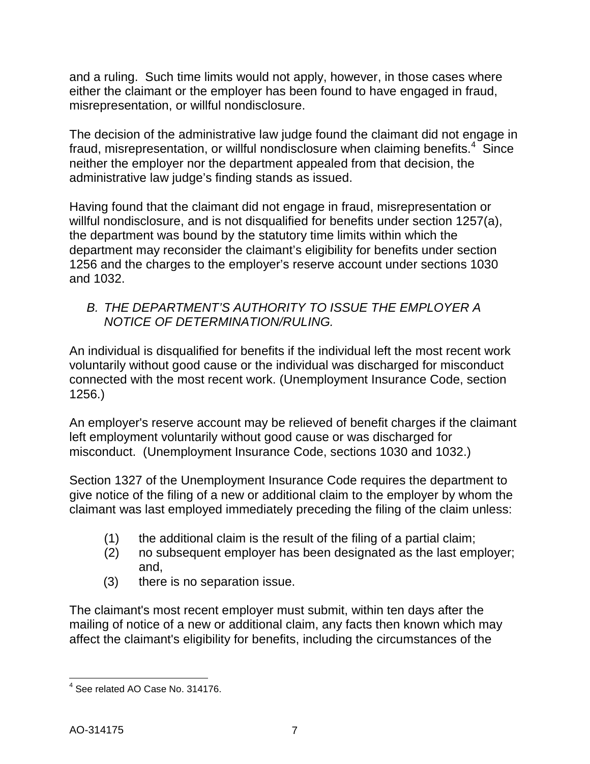and a ruling. Such time limits would not apply, however, in those cases where either the claimant or the employer has been found to have engaged in fraud, misrepresentation, or willful nondisclosure.

The decision of the administrative law judge found the claimant did not engage in fraud, misrepresentation, or willful nondisclosure when claiming benefits.[4] Since neither the employer nor the department appealed from that decision, the administrative law judge's finding stands as issued.

Having found that the claimant did not engage in fraud, misrepresentation or willful nondisclosure, and is not disqualified for benefits under section 1257(a), the department was bound by the statutory time limits within which the department may reconsider the claimant's eligibility for benefits under section 1256 and the charges to the employer's reserve account under sections 1030 and 1032.

### *B. THE DEPARTMENT'S AUTHORITY TO ISSUE THE EMPLOYER A NOTICE OF DETERMINATION/RULING.*

An individual is disqualified for benefits if the individual left the most recent work voluntarily without good cause or the individual was discharged for misconduct connected with the most recent work. (Unemployment Insurance Code, section 1256.)

An employer's reserve account may be relieved of benefit charges if the claimant left employment voluntarily without good cause or was discharged for misconduct. (Unemployment Insurance Code, sections 1030 and 1032.)

Section 1327 of the Unemployment Insurance Code requires the department to give notice of the filing of a new or additional claim to the employer by whom the claimant was last employed immediately preceding the filing of the claim unless:

(1) the additional claim is the result of the filing of a partial claim;
(2) no subsequent employer has been designated as the last employer; and,
(3) there is no separation issue.

The claimant's most recent employer must submit, within ten days after the mailing of notice of a new or additional claim, any facts then known which may affect the claimant's eligibility for benefits, including the circumstances of the

[4] See related AO Case No. 314176.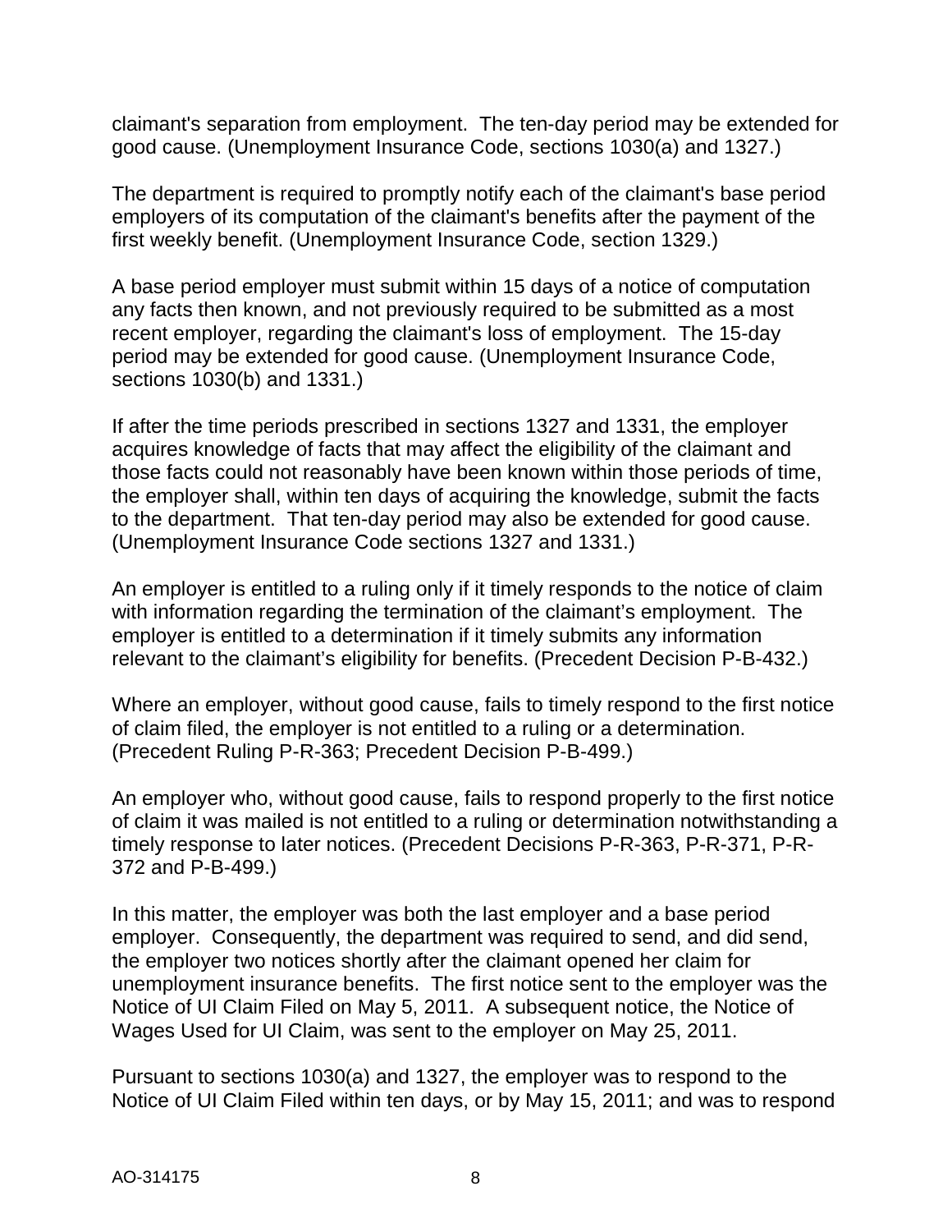claimant's separation from employment. The ten-day period may be extended for good cause. (Unemployment Insurance Code, sections 1030(a) and 1327.)

The department is required to promptly notify each of the claimant's base period employers of its computation of the claimant's benefits after the payment of the first weekly benefit. (Unemployment Insurance Code, section 1329.)

A base period employer must submit within 15 days of a notice of computation any facts then known, and not previously required to be submitted as a most recent employer, regarding the claimant's loss of employment. The 15-day period may be extended for good cause. (Unemployment Insurance Code, sections 1030(b) and 1331.)

If after the time periods prescribed in sections 1327 and 1331, the employer acquires knowledge of facts that may affect the eligibility of the claimant and those facts could not reasonably have been known within those periods of time, the employer shall, within ten days of acquiring the knowledge, submit the facts to the department. That ten-day period may also be extended for good cause. (Unemployment Insurance Code sections 1327 and 1331.)

An employer is entitled to a ruling only if it timely responds to the notice of claim with information regarding the termination of the claimant's employment. The employer is entitled to a determination if it timely submits any information relevant to the claimant's eligibility for benefits. (Precedent Decision P-B-432.)

Where an employer, without good cause, fails to timely respond to the first notice of claim filed, the employer is not entitled to a ruling or a determination. (Precedent Ruling P-R-363; Precedent Decision P-B-499.)

An employer who, without good cause, fails to respond properly to the first notice of claim it was mailed is not entitled to a ruling or determination notwithstanding a timely response to later notices. (Precedent Decisions P-R-363, P-R-371, P-R-372 and P-B-499.)

In this matter, the employer was both the last employer and a base period employer. Consequently, the department was required to send, and did send, the employer two notices shortly after the claimant opened her claim for unemployment insurance benefits. The first notice sent to the employer was the Notice of UI Claim Filed on May 5, 2011. A subsequent notice, the Notice of Wages Used for UI Claim, was sent to the employer on May 25, 2011.

Pursuant to sections 1030(a) and 1327, the employer was to respond to the Notice of UI Claim Filed within ten days, or by May 15, 2011; and was to respond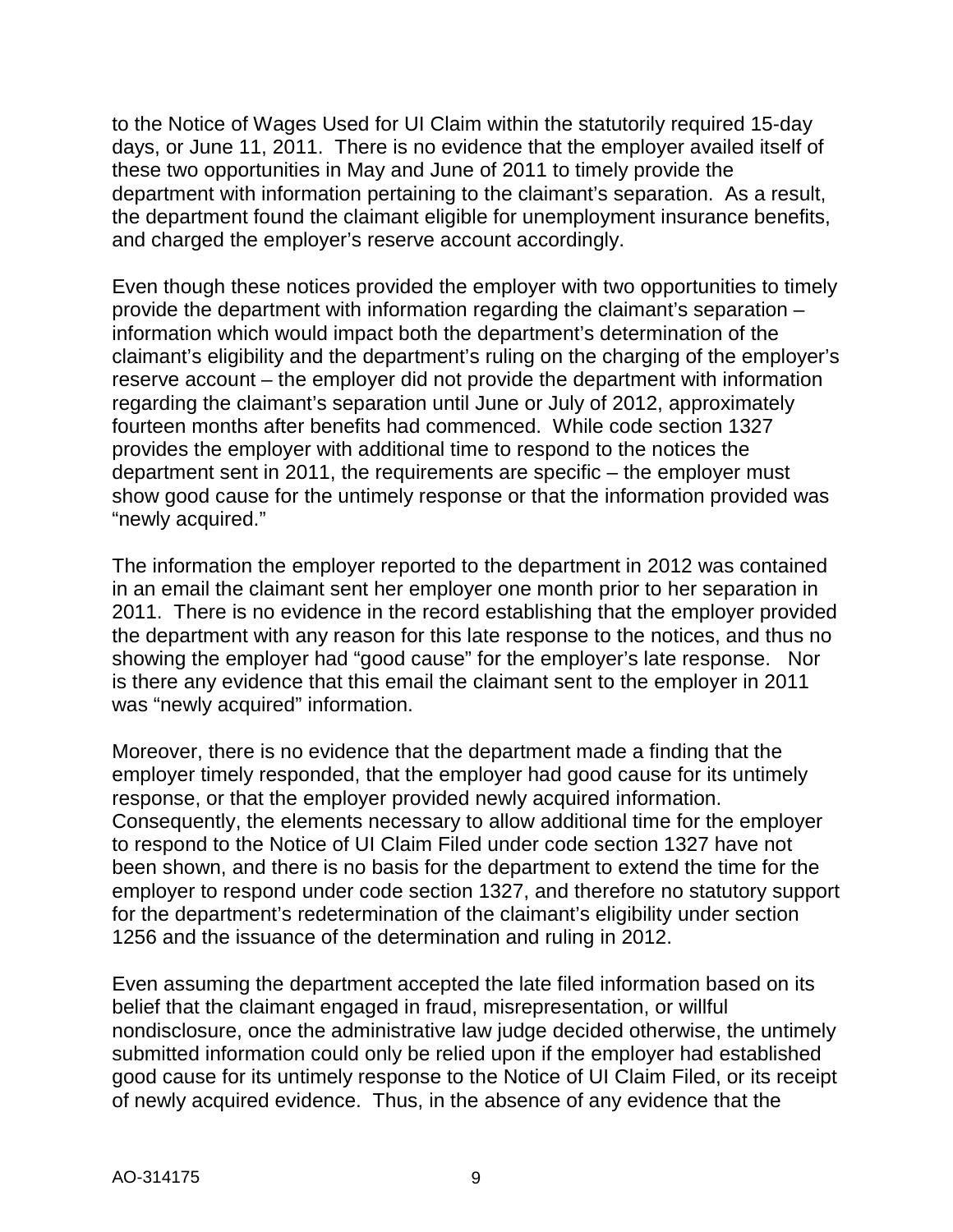to the Notice of Wages Used for UI Claim within the statutorily required 15-day days, or June 11, 2011. There is no evidence that the employer availed itself of these two opportunities in May and June of 2011 to timely provide the department with information pertaining to the claimant's separation. As a result, the department found the claimant eligible for unemployment insurance benefits, and charged the employer's reserve account accordingly.

Even though these notices provided the employer with two opportunities to timely provide the department with information regarding the claimant's separation – information which would impact both the department's determination of the claimant's eligibility and the department's ruling on the charging of the employer's reserve account – the employer did not provide the department with information regarding the claimant's separation until June or July of 2012, approximately fourteen months after benefits had commenced. While code section 1327 provides the employer with additional time to respond to the notices the department sent in 2011, the requirements are specific – the employer must show good cause for the untimely response or that the information provided was "newly acquired."

The information the employer reported to the department in 2012 was contained in an email the claimant sent her employer one month prior to her separation in 2011. There is no evidence in the record establishing that the employer provided the department with any reason for this late response to the notices, and thus no showing the employer had "good cause" for the employer's late response. Nor is there any evidence that this email the claimant sent to the employer in 2011 was "newly acquired" information.

Moreover, there is no evidence that the department made a finding that the employer timely responded, that the employer had good cause for its untimely response, or that the employer provided newly acquired information. Consequently, the elements necessary to allow additional time for the employer to respond to the Notice of UI Claim Filed under code section 1327 have not been shown, and there is no basis for the department to extend the time for the employer to respond under code section 1327, and therefore no statutory support for the department's redetermination of the claimant's eligibility under section 1256 and the issuance of the determination and ruling in 2012.

Even assuming the department accepted the late filed information based on its belief that the claimant engaged in fraud, misrepresentation, or willful nondisclosure, once the administrative law judge decided otherwise, the untimely submitted information could only be relied upon if the employer had established good cause for its untimely response to the Notice of UI Claim Filed, or its receipt of newly acquired evidence. Thus, in the absence of any evidence that the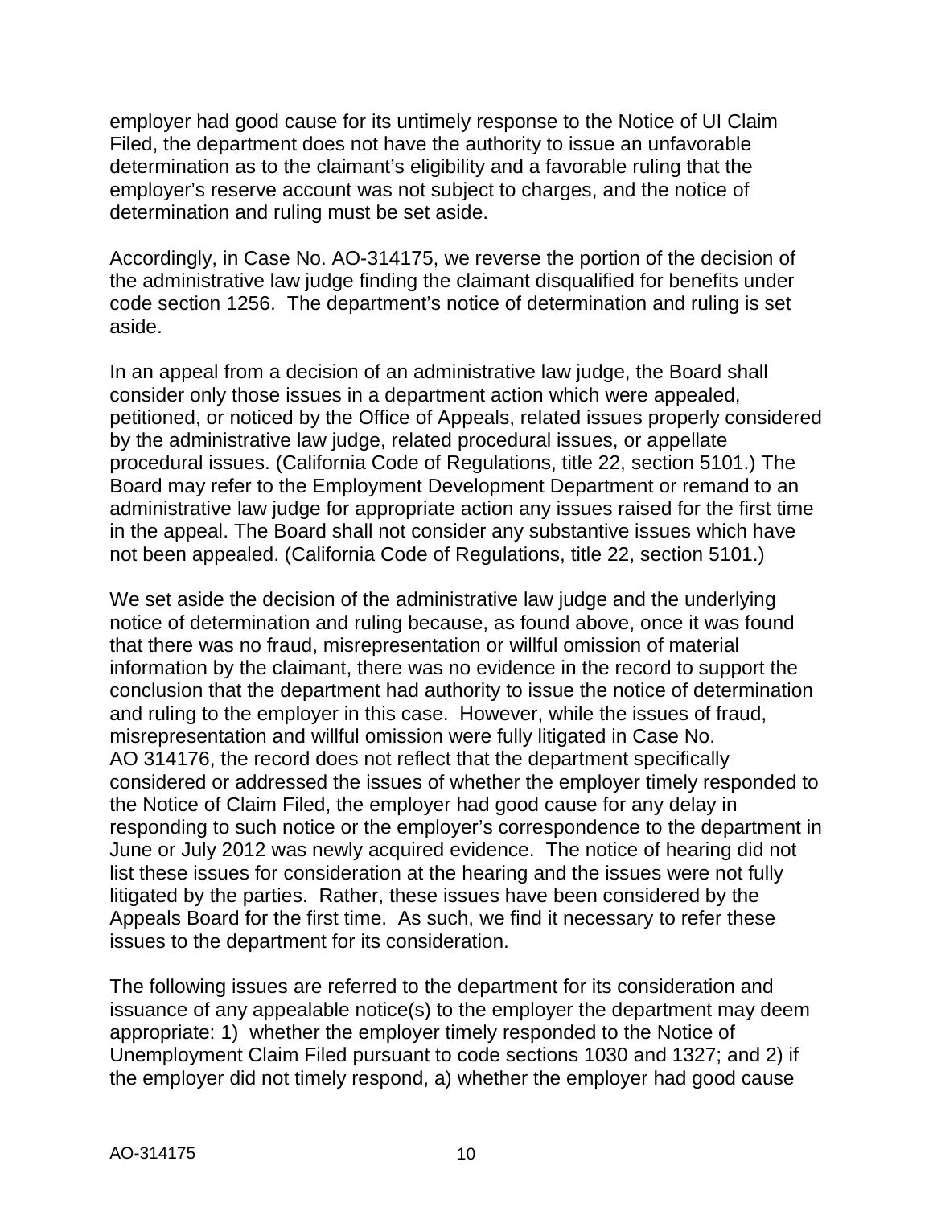employer had good cause for its untimely response to the Notice of UI Claim Filed, the department does not have the authority to issue an unfavorable determination as to the claimant's eligibility and a favorable ruling that the employer's reserve account was not subject to charges, and the notice of determination and ruling must be set aside.

Accordingly, in Case No. AO-314175, we reverse the portion of the decision of the administrative law judge finding the claimant disqualified for benefits under code section 1256. The department's notice of determination and ruling is set aside.

In an appeal from a decision of an administrative law judge, the Board shall consider only those issues in a department action which were appealed, petitioned, or noticed by the Office of Appeals, related issues properly considered by the administrative law judge, related procedural issues, or appellate procedural issues. (California Code of Regulations, title 22, section 5101.) The Board may refer to the Employment Development Department or remand to an administrative law judge for appropriate action any issues raised for the first time in the appeal. The Board shall not consider any substantive issues which have not been appealed. (California Code of Regulations, title 22, section 5101.)

We set aside the decision of the administrative law judge and the underlying notice of determination and ruling because, as found above, once it was found that there was no fraud, misrepresentation or willful omission of material information by the claimant, there was no evidence in the record to support the conclusion that the department had authority to issue the notice of determination and ruling to the employer in this case. However, while the issues of fraud, misrepresentation and willful omission were fully litigated in Case No. AO 314176, the record does not reflect that the department specifically considered or addressed the issues of whether the employer timely responded to the Notice of Claim Filed, the employer had good cause for any delay in responding to such notice or the employer's correspondence to the department in June or July 2012 was newly acquired evidence. The notice of hearing did not list these issues for consideration at the hearing and the issues were not fully litigated by the parties. Rather, these issues have been considered by the Appeals Board for the first time. As such, we find it necessary to refer these issues to the department for its consideration.

The following issues are referred to the department for its consideration and issuance of any appealable notice(s) to the employer the department may deem appropriate: 1) whether the employer timely responded to the Notice of Unemployment Claim Filed pursuant to code sections 1030 and 1327; and 2) if the employer did not timely respond, a) whether the employer had good cause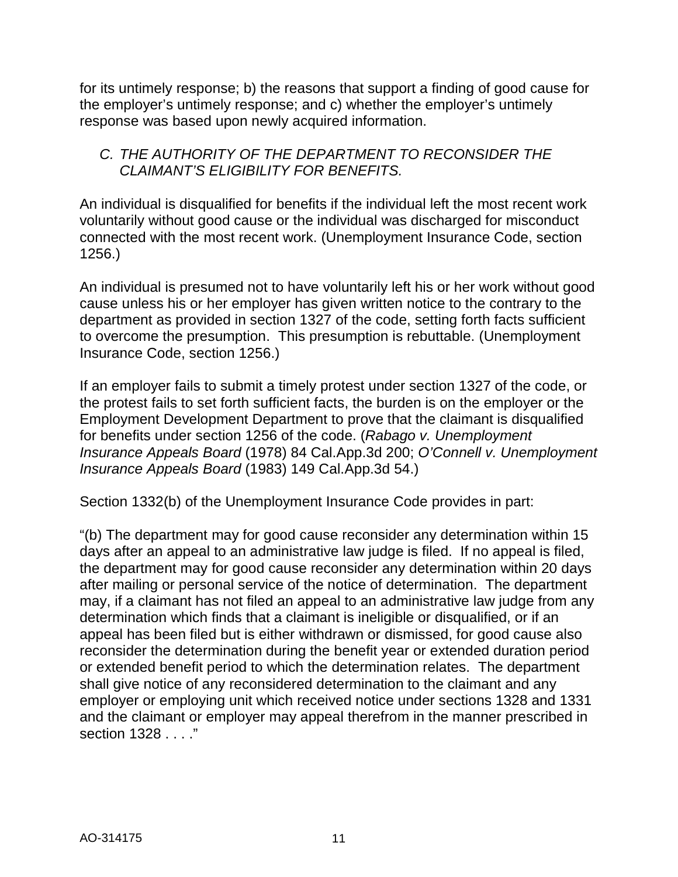for its untimely response; b) the reasons that support a finding of good cause for the employer's untimely response; and c) whether the employer's untimely response was based upon newly acquired information.

### *C. THE AUTHORITY OF THE DEPARTMENT TO RECONSIDER THE CLAIMANT'S ELIGIBILITY FOR BENEFITS.*

An individual is disqualified for benefits if the individual left the most recent work voluntarily without good cause or the individual was discharged for misconduct connected with the most recent work. (Unemployment Insurance Code, section 1256.)

An individual is presumed not to have voluntarily left his or her work without good cause unless his or her employer has given written notice to the contrary to the department as provided in section 1327 of the code, setting forth facts sufficient to overcome the presumption. This presumption is rebuttable. (Unemployment Insurance Code, section 1256.)

If an employer fails to submit a timely protest under section 1327 of the code, or the protest fails to set forth sufficient facts, the burden is on the employer or the Employment Development Department to prove that the claimant is disqualified for benefits under section 1256 of the code. (*Rabago v. Unemployment Insurance Appeals Board* (1978) 84 Cal.App.3d 200; *O'Connell v. Unemployment Insurance Appeals Board* (1983) 149 Cal.App.3d 54.)

Section 1332(b) of the Unemployment Insurance Code provides in part:

"(b) The department may for good cause reconsider any determination within 15 days after an appeal to an administrative law judge is filed. If no appeal is filed, the department may for good cause reconsider any determination within 20 days after mailing or personal service of the notice of determination. The department may, if a claimant has not filed an appeal to an administrative law judge from any determination which finds that a claimant is ineligible or disqualified, or if an appeal has been filed but is either withdrawn or dismissed, for good cause also reconsider the determination during the benefit year or extended duration period or extended benefit period to which the determination relates. The department shall give notice of any reconsidered determination to the claimant and any employer or employing unit which received notice under sections 1328 and 1331 and the claimant or employer may appeal therefrom in the manner prescribed in section 1328 . . . ."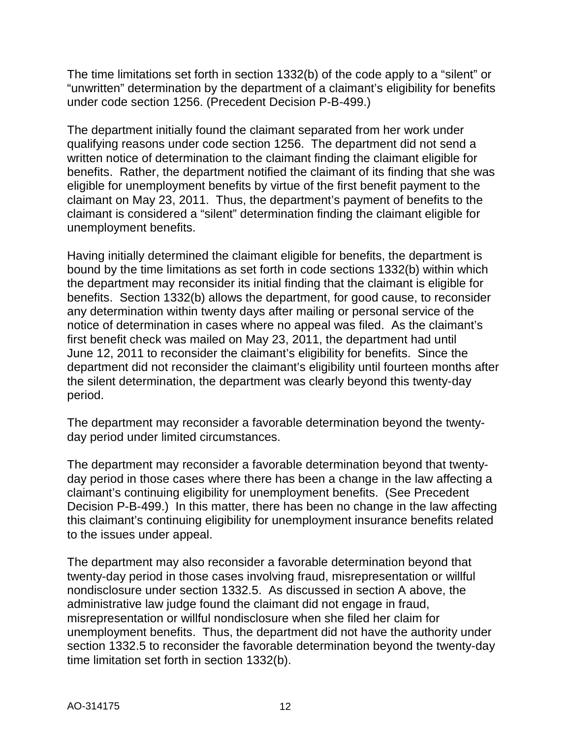The time limitations set forth in section 1332(b) of the code apply to a "silent" or "unwritten" determination by the department of a claimant's eligibility for benefits under code section 1256. (Precedent Decision P-B-499.)

The department initially found the claimant separated from her work under qualifying reasons under code section 1256. The department did not send a written notice of determination to the claimant finding the claimant eligible for benefits. Rather, the department notified the claimant of its finding that she was eligible for unemployment benefits by virtue of the first benefit payment to the claimant on May 23, 2011. Thus, the department's payment of benefits to the claimant is considered a "silent" determination finding the claimant eligible for unemployment benefits.

Having initially determined the claimant eligible for benefits, the department is bound by the time limitations as set forth in code sections 1332(b) within which the department may reconsider its initial finding that the claimant is eligible for benefits. Section 1332(b) allows the department, for good cause, to reconsider any determination within twenty days after mailing or personal service of the notice of determination in cases where no appeal was filed. As the claimant's first benefit check was mailed on May 23, 2011, the department had until June 12, 2011 to reconsider the claimant's eligibility for benefits. Since the department did not reconsider the claimant's eligibility until fourteen months after the silent determination, the department was clearly beyond this twenty-day period.

The department may reconsider a favorable determination beyond the twenty-day period under limited circumstances.

The department may reconsider a favorable determination beyond that twenty-day period in those cases where there has been a change in the law affecting a claimant's continuing eligibility for unemployment benefits. (See Precedent Decision P-B-499.) In this matter, there has been no change in the law affecting this claimant's continuing eligibility for unemployment insurance benefits related to the issues under appeal.

The department may also reconsider a favorable determination beyond that twenty-day period in those cases involving fraud, misrepresentation or willful nondisclosure under section 1332.5. As discussed in section A above, the administrative law judge found the claimant did not engage in fraud, misrepresentation or willful nondisclosure when she filed her claim for unemployment benefits. Thus, the department did not have the authority under section 1332.5 to reconsider the favorable determination beyond the twenty-day time limitation set forth in section 1332(b).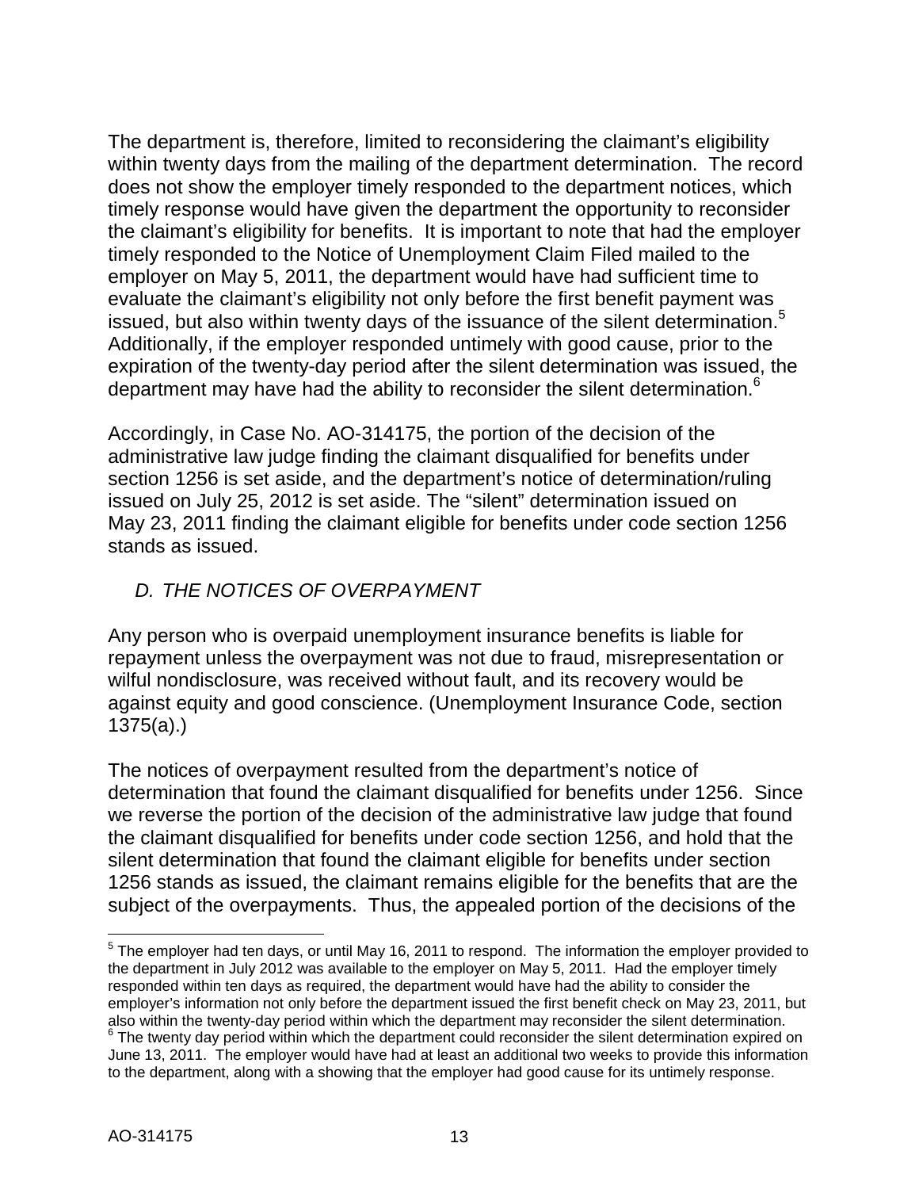The department is, therefore, limited to reconsidering the claimant's eligibility within twenty days from the mailing of the department determination. The record does not show the employer timely responded to the department notices, which timely response would have given the department the opportunity to reconsider the claimant's eligibility for benefits. It is important to note that had the employer timely responded to the Notice of Unemployment Claim Filed mailed to the employer on May 5, 2011, the department would have had sufficient time to evaluate the claimant's eligibility not only before the first benefit payment was issued, but also within twenty days of the issuance of the silent determination.[5] Additionally, if the employer responded untimely with good cause, prior to the expiration of the twenty-day period after the silent determination was issued, the department may have had the ability to reconsider the silent determination.[6]

Accordingly, in Case No. AO-314175, the portion of the decision of the administrative law judge finding the claimant disqualified for benefits under section 1256 is set aside, and the department's notice of determination/ruling issued on July 25, 2012 is set aside. The "silent" determination issued on May 23, 2011 finding the claimant eligible for benefits under code section 1256 stands as issued.

*D. THE NOTICES OF OVERPAYMENT*

Any person who is overpaid unemployment insurance benefits is liable for repayment unless the overpayment was not due to fraud, misrepresentation or wilful nondisclosure, was received without fault, and its recovery would be against equity and good conscience. (Unemployment Insurance Code, section 1375(a).)

The notices of overpayment resulted from the department's notice of determination that found the claimant disqualified for benefits under 1256. Since we reverse the portion of the decision of the administrative law judge that found the claimant disqualified for benefits under code section 1256, and hold that the silent determination that found the claimant eligible for benefits under section 1256 stands as issued, the claimant remains eligible for the benefits that are the subject of the overpayments. Thus, the appealed portion of the decisions of the

---

[5] The employer had ten days, or until May 16, 2011 to respond. The information the employer provided to the department in July 2012 was available to the employer on May 5, 2011. Had the employer timely responded within ten days as required, the department would have had the ability to consider the employer's information not only before the department issued the first benefit check on May 23, 2011, but also within the twenty-day period within which the department may reconsider the silent determination.

[6] The twenty day period within which the department could reconsider the silent determination expired on June 13, 2011. The employer would have had at least an additional two weeks to provide this information to the department, along with a showing that the employer had good cause for its untimely response.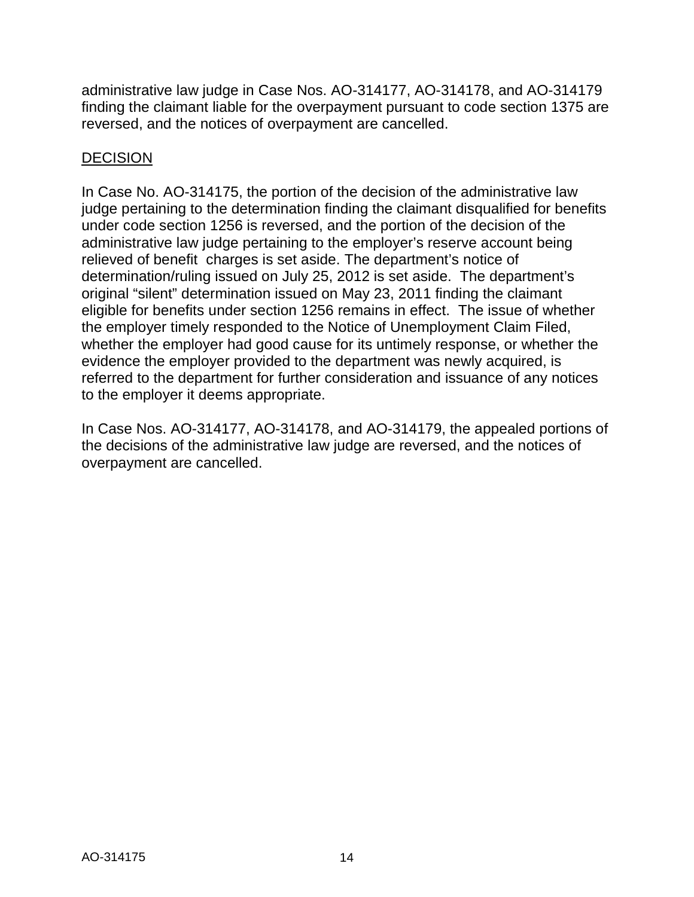administrative law judge in Case Nos. AO-314177, AO-314178, and AO-314179 finding the claimant liable for the overpayment pursuant to code section 1375 are reversed, and the notices of overpayment are cancelled.

<u>DECISION</u>

In Case No. AO-314175, the portion of the decision of the administrative law judge pertaining to the determination finding the claimant disqualified for benefits under code section 1256 is reversed, and the portion of the decision of the administrative law judge pertaining to the employer's reserve account being relieved of benefit charges is set aside. The department's notice of determination/ruling issued on July 25, 2012 is set aside. The department's original "silent" determination issued on May 23, 2011 finding the claimant eligible for benefits under section 1256 remains in effect. The issue of whether the employer timely responded to the Notice of Unemployment Claim Filed, whether the employer had good cause for its untimely response, or whether the evidence the employer provided to the department was newly acquired, is referred to the department for further consideration and issuance of any notices to the employer it deems appropriate.

In Case Nos. AO-314177, AO-314178, and AO-314179, the appealed portions of the decisions of the administrative law judge are reversed, and the notices of overpayment are cancelled.